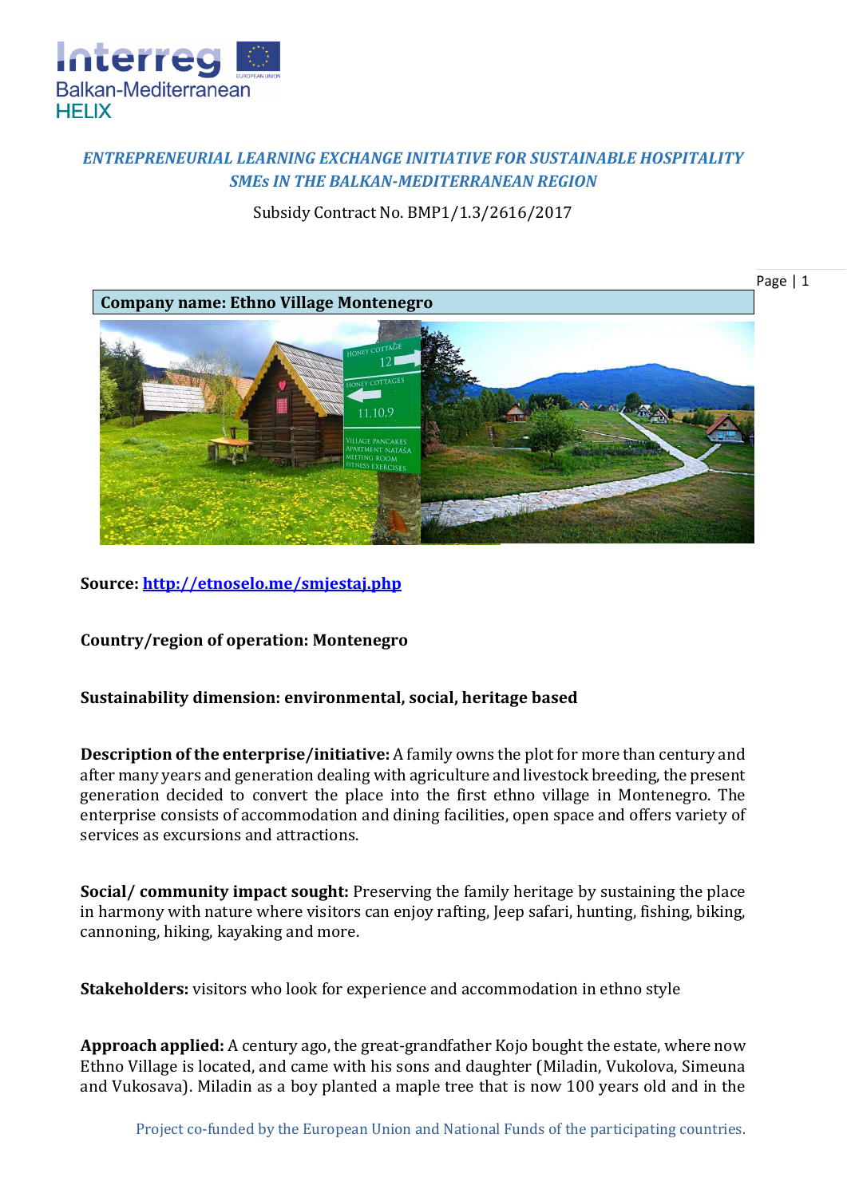*ENTREPRENEURIAL LEARNING EXCHANGE INITIATIVE FOR SUSTAINABLE HOSPITALITY SMEs IN THE BALKAN-MEDITERRANEAN REGION*

Subsidy Contract No. BMP1/1.3/2616/2017

**Company name: Ethno Village Montenegro**

**Source: [http://etnoselo.me/smjestaj.php](http://etnoselo.me/smjestaj.php)**

**Country/region of operation: Montenegro**

**Sustainability dimension: environmental, social, heritage based**

**Description of the enterprise/initiative:** A family owns the plot for more than century and after many years and generation dealing with agriculture and livestock breeding, the present generation decided to convert the place into the first ethno village in Montenegro. The enterprise consists of accommodation and dining facilities, open space and offers variety of services as excursions and attractions.

**Social/ community impact sought:** Preserving the family heritage by sustaining the place in harmony with nature where visitors can enjoy rafting, Jeep safari, hunting, fishing, biking, cannoning, hiking, kayaking and more.

**Stakeholders:** visitors who look for experience and accommodation in ethno style

**Approach applied:** A century ago, the great-grandfather Kojo bought the estate, where now Ethno Village is located, and came with his sons and daughter (Miladin, Vukolova, Simeuna and Vukosava). Miladin as a boy planted a maple tree that is now 100 years old and in the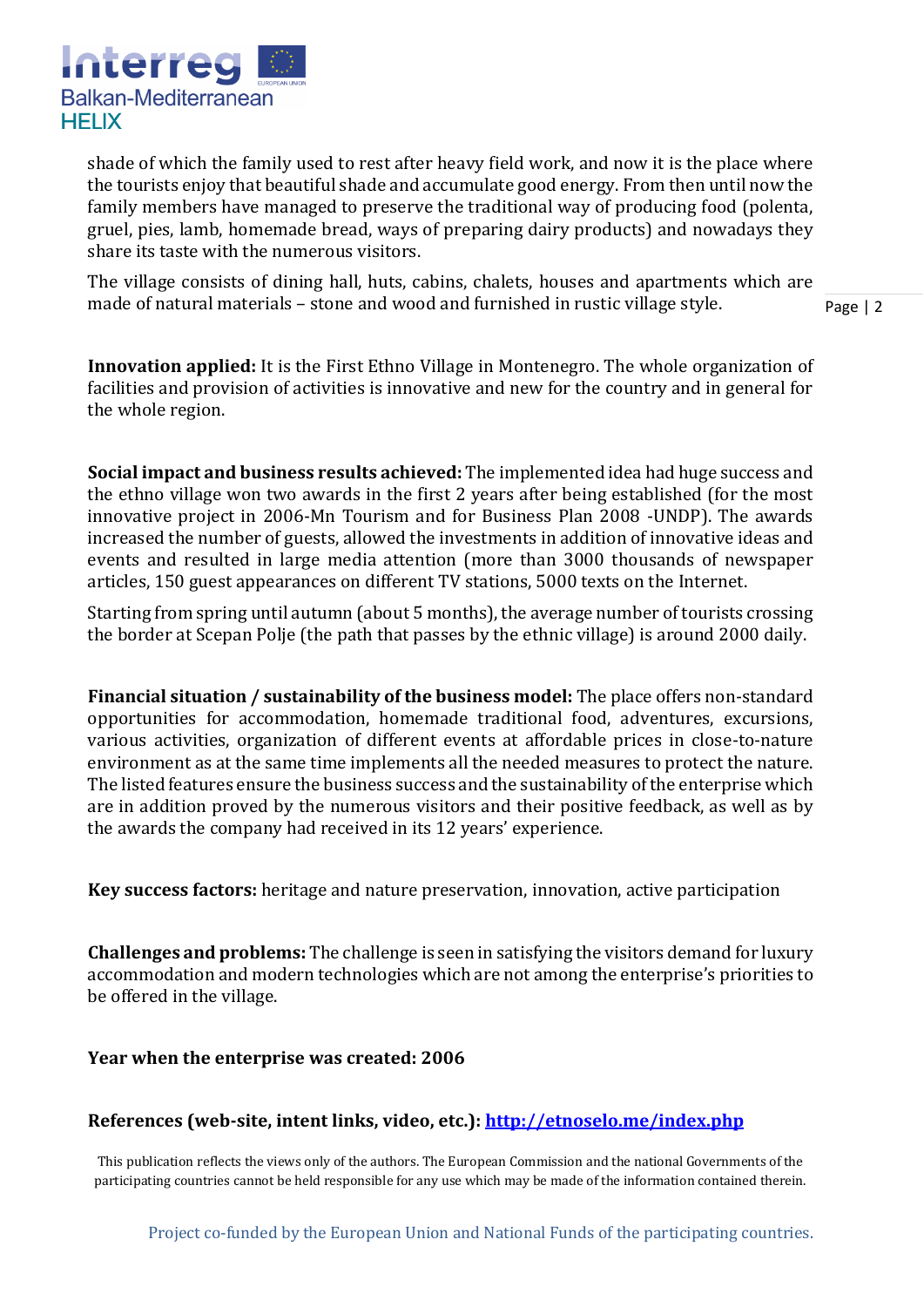shade of which the family used to rest after heavy field work, and now it is the place where the tourists enjoy that beautiful shade and accumulate good energy. From then until now the family members have managed to preserve the traditional way of producing food (polenta, gruel, pies, lamb, homemade bread, ways of preparing dairy products) and nowadays they share its taste with the numerous visitors.

The village consists of dining hall, huts, cabins, chalets, houses and apartments which are made of natural materials – stone and wood and furnished in rustic village style.

**Innovation applied:** It is the First Ethno Village in Montenegro. The whole organization of facilities and provision of activities is innovative and new for the country and in general for the whole region.

**Social impact and business results achieved:** The implemented idea had huge success and the ethno village won two awards in the first 2 years after being established (for the most innovative project in 2006-Mn Tourism and for Business Plan 2008 -UNDP). The awards increased the number of guests, allowed the investments in addition of innovative ideas and events and resulted in large media attention (more than 3000 thousands of newspaper articles, 150 guest appearances on different TV stations, 5000 texts on the Internet.

Starting from spring until autumn (about 5 months), the average number of tourists crossing the border at Scepan Polje (the path that passes by the ethnic village) is around 2000 daily.

**Financial situation / sustainability of the business model:** The place offers non-standard opportunities for accommodation, homemade traditional food, adventures, excursions, various activities, organization of different events at affordable prices in close-to-nature environment as at the same time implements all the needed measures to protect the nature. The listed features ensure the business success and the sustainability of the enterprise which are in addition proved by the numerous visitors and their positive feedback, as well as by the awards the company had received in its 12 years' experience.

**Key success factors:** heritage and nature preservation, innovation, active participation

**Challenges and problems:** The challenge is seen in satisfying the visitors demand for luxury accommodation and modern technologies which are not among the enterprise's priorities to be offered in the village.

**Year when the enterprise was created: 2006**

**References (web-site, intent links, video, etc.):** [http://etnoselo.me/index.php](http://etnoselo.me/index.php)

This publication reflects the views only of the authors. The European Commission and the national Governments of the participating countries cannot be held responsible for any use which may be made of the information contained therein.

Project co-funded by the European Union and National Funds of the participating countries.